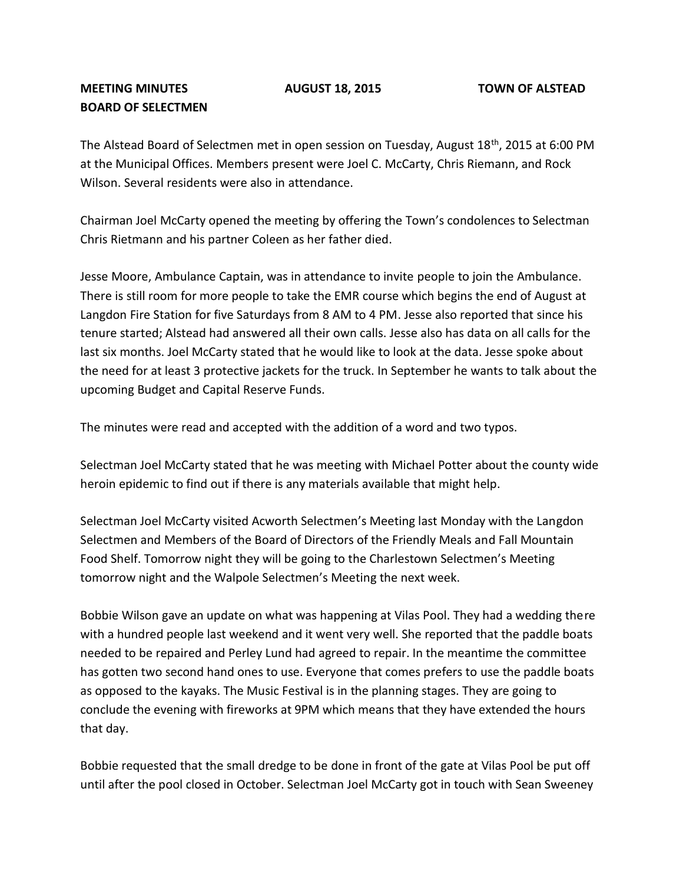**MEETING MINUTES** **AUGUST 18, 2015** **TOWN OF ALSTEAD**
**BOARD OF SELECTMEN**

The Alstead Board of Selectmen met in open session on Tuesday, August 18th, 2015 at 6:00 PM at the Municipal Offices. Members present were Joel C. McCarty, Chris Riemann, and Rock Wilson. Several residents were also in attendance.

Chairman Joel McCarty opened the meeting by offering the Town's condolences to Selectman Chris Rietmann and his partner Coleen as her father died.

Jesse Moore, Ambulance Captain, was in attendance to invite people to join the Ambulance. There is still room for more people to take the EMR course which begins the end of August at Langdon Fire Station for five Saturdays from 8 AM to 4 PM. Jesse also reported that since his tenure started; Alstead had answered all their own calls. Jesse also has data on all calls for the last six months. Joel McCarty stated that he would like to look at the data. Jesse spoke about the need for at least 3 protective jackets for the truck. In September he wants to talk about the upcoming Budget and Capital Reserve Funds.

The minutes were read and accepted with the addition of a word and two typos.

Selectman Joel McCarty stated that he was meeting with Michael Potter about the county wide heroin epidemic to find out if there is any materials available that might help.

Selectman Joel McCarty visited Acworth Selectmen's Meeting last Monday with the Langdon Selectmen and Members of the Board of Directors of the Friendly Meals and Fall Mountain Food Shelf. Tomorrow night they will be going to the Charlestown Selectmen's Meeting tomorrow night and the Walpole Selectmen's Meeting the next week.

Bobbie Wilson gave an update on what was happening at Vilas Pool. They had a wedding there with a hundred people last weekend and it went very well. She reported that the paddle boats needed to be repaired and Perley Lund had agreed to repair. In the meantime the committee has gotten two second hand ones to use. Everyone that comes prefers to use the paddle boats as opposed to the kayaks. The Music Festival is in the planning stages. They are going to conclude the evening with fireworks at 9PM which means that they have extended the hours that day.

Bobbie requested that the small dredge to be done in front of the gate at Vilas Pool be put off until after the pool closed in October. Selectman Joel McCarty got in touch with Sean Sweeney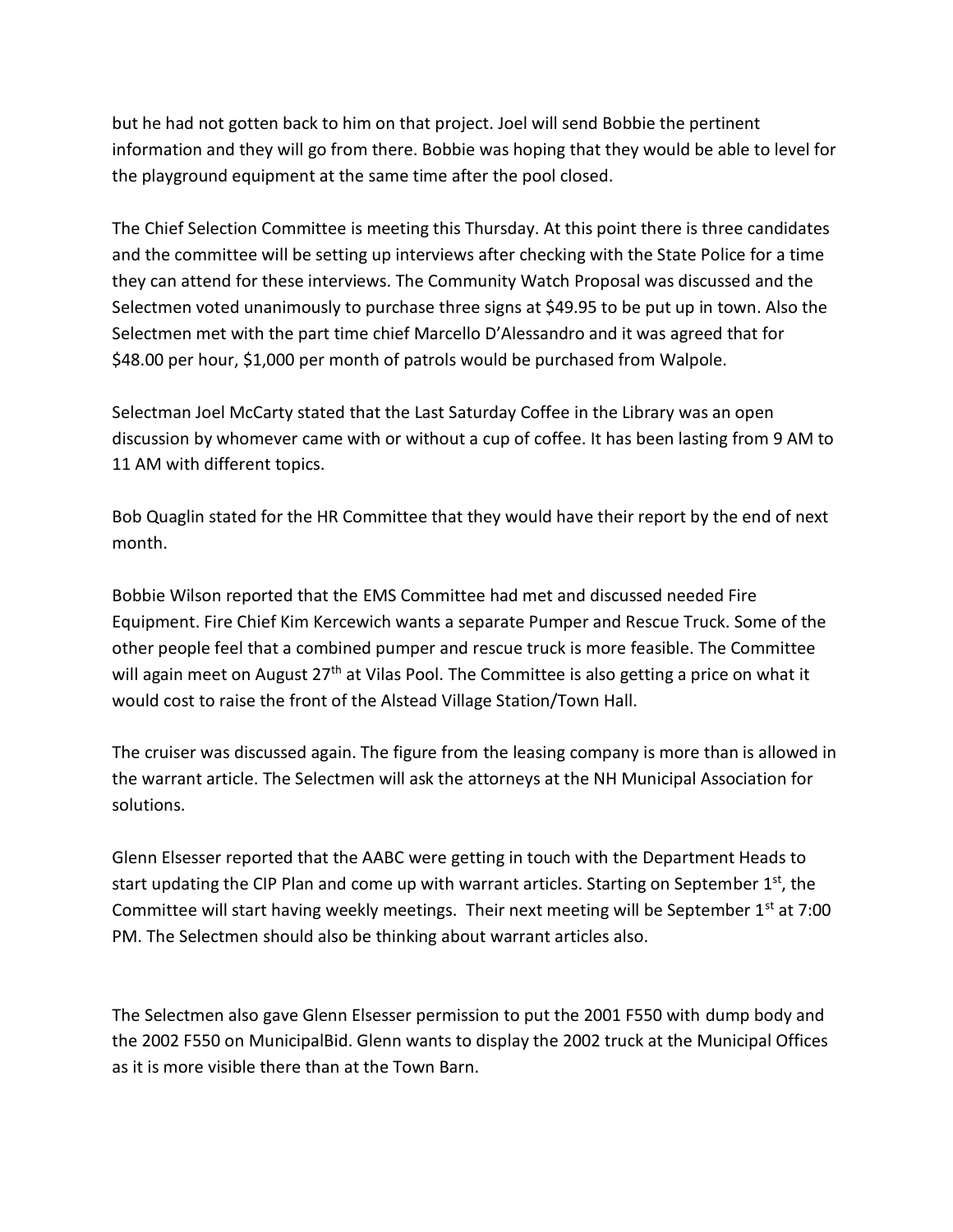but he had not gotten back to him on that project. Joel will send Bobbie the pertinent information and they will go from there. Bobbie was hoping that they would be able to level for the playground equipment at the same time after the pool closed.

The Chief Selection Committee is meeting this Thursday. At this point there is three candidates and the committee will be setting up interviews after checking with the State Police for a time they can attend for these interviews. The Community Watch Proposal was discussed and the Selectmen voted unanimously to purchase three signs at $49.95 to be put up in town. Also the Selectmen met with the part time chief Marcello D'Alessandro and it was agreed that for $48.00 per hour, $1,000 per month of patrols would be purchased from Walpole.

Selectman Joel McCarty stated that the Last Saturday Coffee in the Library was an open discussion by whomever came with or without a cup of coffee. It has been lasting from 9 AM to 11 AM with different topics.

Bob Quaglin stated for the HR Committee that they would have their report by the end of next month.

Bobbie Wilson reported that the EMS Committee had met and discussed needed Fire Equipment. Fire Chief Kim Kercewich wants a separate Pumper and Rescue Truck. Some of the other people feel that a combined pumper and rescue truck is more feasible. The Committee will again meet on August 27th at Vilas Pool. The Committee is also getting a price on what it would cost to raise the front of the Alstead Village Station/Town Hall.

The cruiser was discussed again. The figure from the leasing company is more than is allowed in the warrant article. The Selectmen will ask the attorneys at the NH Municipal Association for solutions.

Glenn Elsesser reported that the AABC were getting in touch with the Department Heads to start updating the CIP Plan and come up with warrant articles. Starting on September 1st, the Committee will start having weekly meetings. Their next meeting will be September 1st at 7:00 PM. The Selectmen should also be thinking about warrant articles also.

The Selectmen also gave Glenn Elsesser permission to put the 2001 F550 with dump body and the 2002 F550 on MunicipalBid. Glenn wants to display the 2002 truck at the Municipal Offices as it is more visible there than at the Town Barn.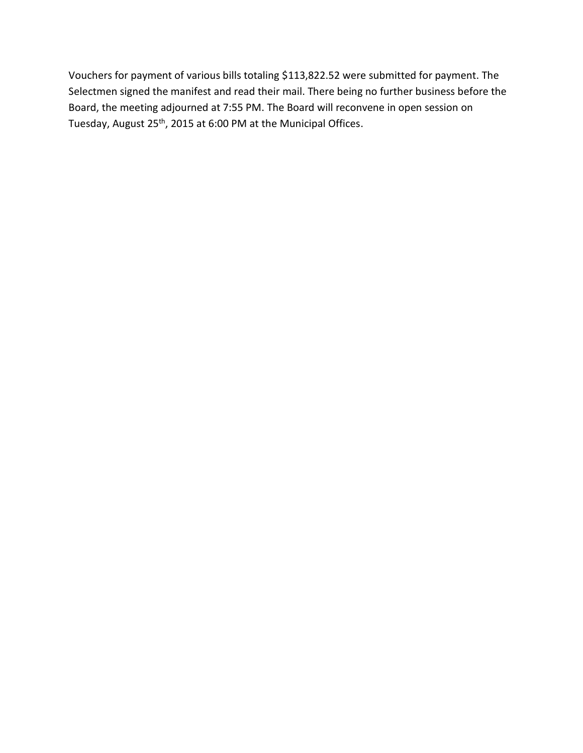Vouchers for payment of various bills totaling $113,822.52 were submitted for payment. The Selectmen signed the manifest and read their mail. There being no further business before the Board, the meeting adjourned at 7:55 PM. The Board will reconvene in open session on Tuesday, August 25th, 2015 at 6:00 PM at the Municipal Offices.